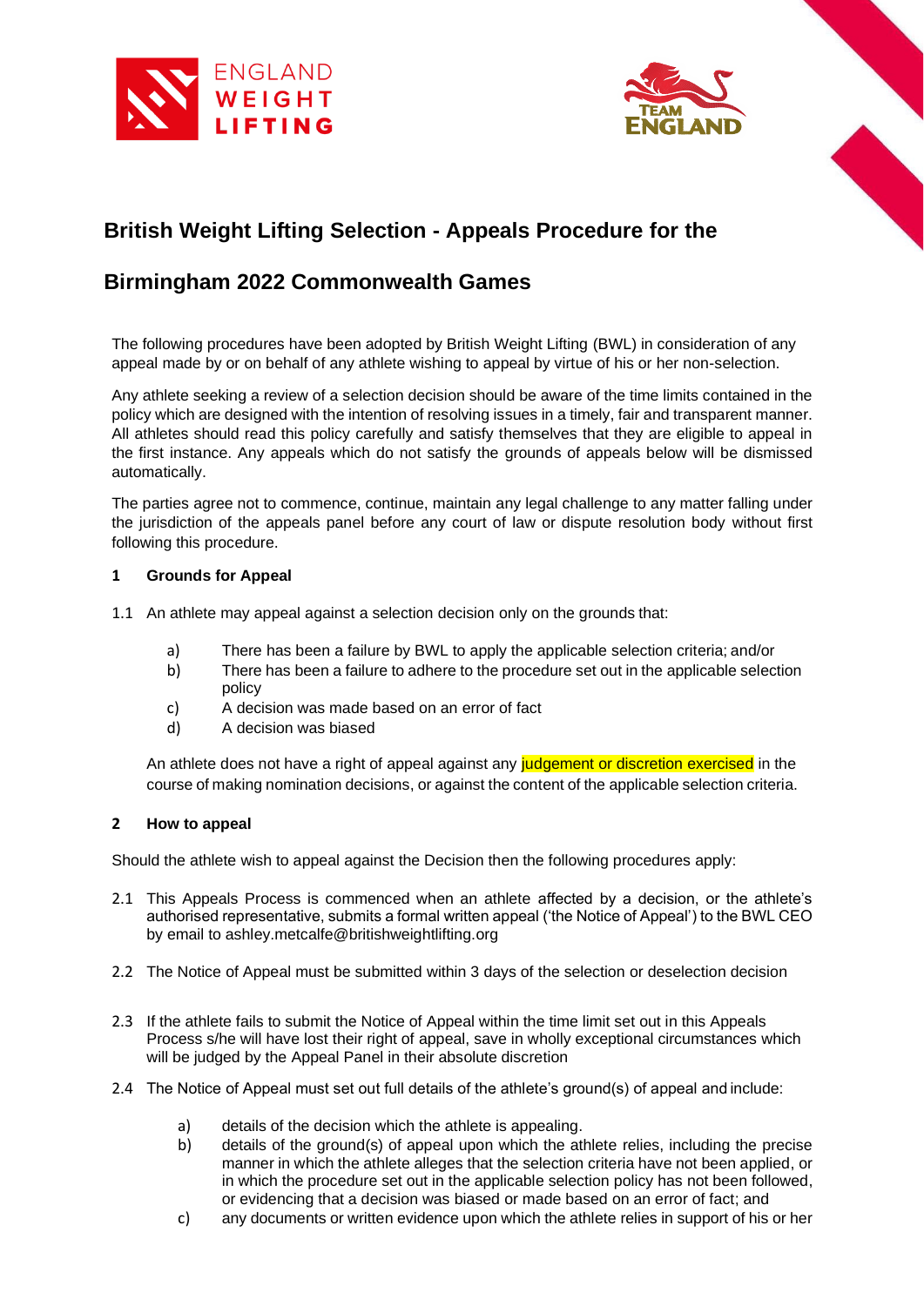# British Weight Lifting Selection - Appeals Procedure for the Birmingham 2022 Commonwealth Games

The following procedures have been adopted by British Weight Lifting (BWL) in consideration of any appeal made by or on behalf of any athlete wishing to appeal by virtue of his or her non-selection.

Any athlete seeking a review of a selection decision should be aware of the time limits contained in the policy which are designed with the intention of resolving issues in a timely, fair and transparent manner. All athletes should read this policy carefully and satisfy themselves that they are eligible to appeal in the first instance. Any appeals which do not satisfy the grounds of appeals below will be dismissed automatically.

The parties agree not to commence, continue, maintain any legal challenge to any matter falling under the jurisdiction of the appeals panel before any court of law or dispute resolution body without first following this procedure.

## 1 Grounds for Appeal

1.1 An athlete may appeal against a selection decision only on the grounds that:

a) There has been a failure by BWL to apply the applicable selection criteria; and/or
b) There has been a failure to adhere to the procedure set out in the applicable selection policy
c) A decision was made based on an error of fact
d) A decision was biased

An athlete does not have a right of appeal against any judgement or discretion exercised in the course of making nomination decisions, or against the content of the applicable selection criteria.

## 2 How to appeal

Should the athlete wish to appeal against the Decision then the following procedures apply:

2.1 This Appeals Process is commenced when an athlete affected by a decision, or the athlete's authorised representative, submits a formal written appeal ('the Notice of Appeal') to the BWL CEO by email to ashley.metcalfe@britishweightlifting.org

2.2 The Notice of Appeal must be submitted within 3 days of the selection or deselection decision

2.3 If the athlete fails to submit the Notice of Appeal within the time limit set out in this Appeals Process s/he will have lost their right of appeal, save in wholly exceptional circumstances which will be judged by the Appeal Panel in their absolute discretion

2.4 The Notice of Appeal must set out full details of the athlete's ground(s) of appeal and include:

a) details of the decision which the athlete is appealing.
b) details of the ground(s) of appeal upon which the athlete relies, including the precise manner in which the athlete alleges that the selection criteria have not been applied, or in which the procedure set out in the applicable selection policy has not been followed, or evidencing that a decision was biased or made based on an error of fact; and
c) any documents or written evidence upon which the athlete relies in support of his or her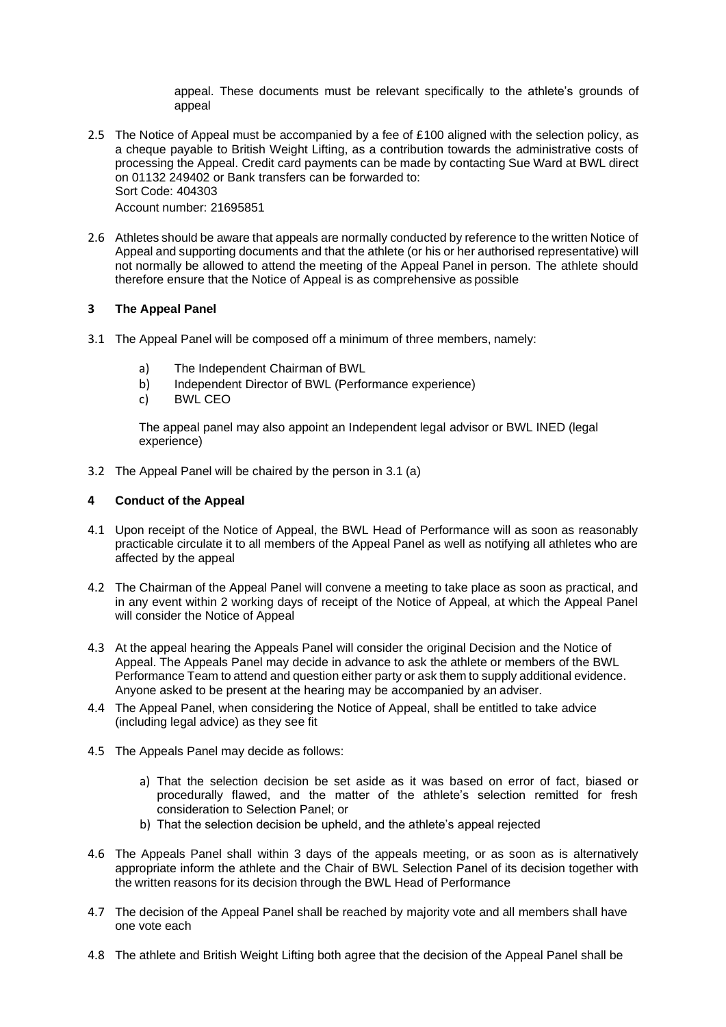appeal. These documents must be relevant specifically to the athlete's grounds of appeal

2.5 The Notice of Appeal must be accompanied by a fee of £100 aligned with the selection policy, as a cheque payable to British Weight Lifting, as a contribution towards the administrative costs of processing the Appeal. Credit card payments can be made by contacting Sue Ward at BWL direct on 01132 249402 or Bank transfers can be forwarded to:
Sort Code: 404303
Account number: 21695851

2.6 Athletes should be aware that appeals are normally conducted by reference to the written Notice of Appeal and supporting documents and that the athlete (or his or her authorised representative) will not normally be allowed to attend the meeting of the Appeal Panel in person. The athlete should therefore ensure that the Notice of Appeal is as comprehensive as possible

## 3 The Appeal Panel

3.1 The Appeal Panel will be composed off a minimum of three members, namely:

a) The Independent Chairman of BWL
b) Independent Director of BWL (Performance experience)
c) BWL CEO

The appeal panel may also appoint an Independent legal advisor or BWL INED (legal experience)

3.2 The Appeal Panel will be chaired by the person in 3.1 (a)

## 4 Conduct of the Appeal

4.1 Upon receipt of the Notice of Appeal, the BWL Head of Performance will as soon as reasonably practicable circulate it to all members of the Appeal Panel as well as notifying all athletes who are affected by the appeal

4.2 The Chairman of the Appeal Panel will convene a meeting to take place as soon as practical, and in any event within 2 working days of receipt of the Notice of Appeal, at which the Appeal Panel will consider the Notice of Appeal

4.3 At the appeal hearing the Appeals Panel will consider the original Decision and the Notice of Appeal. The Appeals Panel may decide in advance to ask the athlete or members of the BWL Performance Team to attend and question either party or ask them to supply additional evidence. Anyone asked to be present at the hearing may be accompanied by an adviser.

4.4 The Appeal Panel, when considering the Notice of Appeal, shall be entitled to take advice (including legal advice) as they see fit

4.5 The Appeals Panel may decide as follows:

a) That the selection decision be set aside as it was based on error of fact, biased or procedurally flawed, and the matter of the athlete's selection remitted for fresh consideration to Selection Panel; or
b) That the selection decision be upheld, and the athlete's appeal rejected

4.6 The Appeals Panel shall within 3 days of the appeals meeting, or as soon as is alternatively appropriate inform the athlete and the Chair of BWL Selection Panel of its decision together with the written reasons for its decision through the BWL Head of Performance

4.7 The decision of the Appeal Panel shall be reached by majority vote and all members shall have one vote each

4.8 The athlete and British Weight Lifting both agree that the decision of the Appeal Panel shall be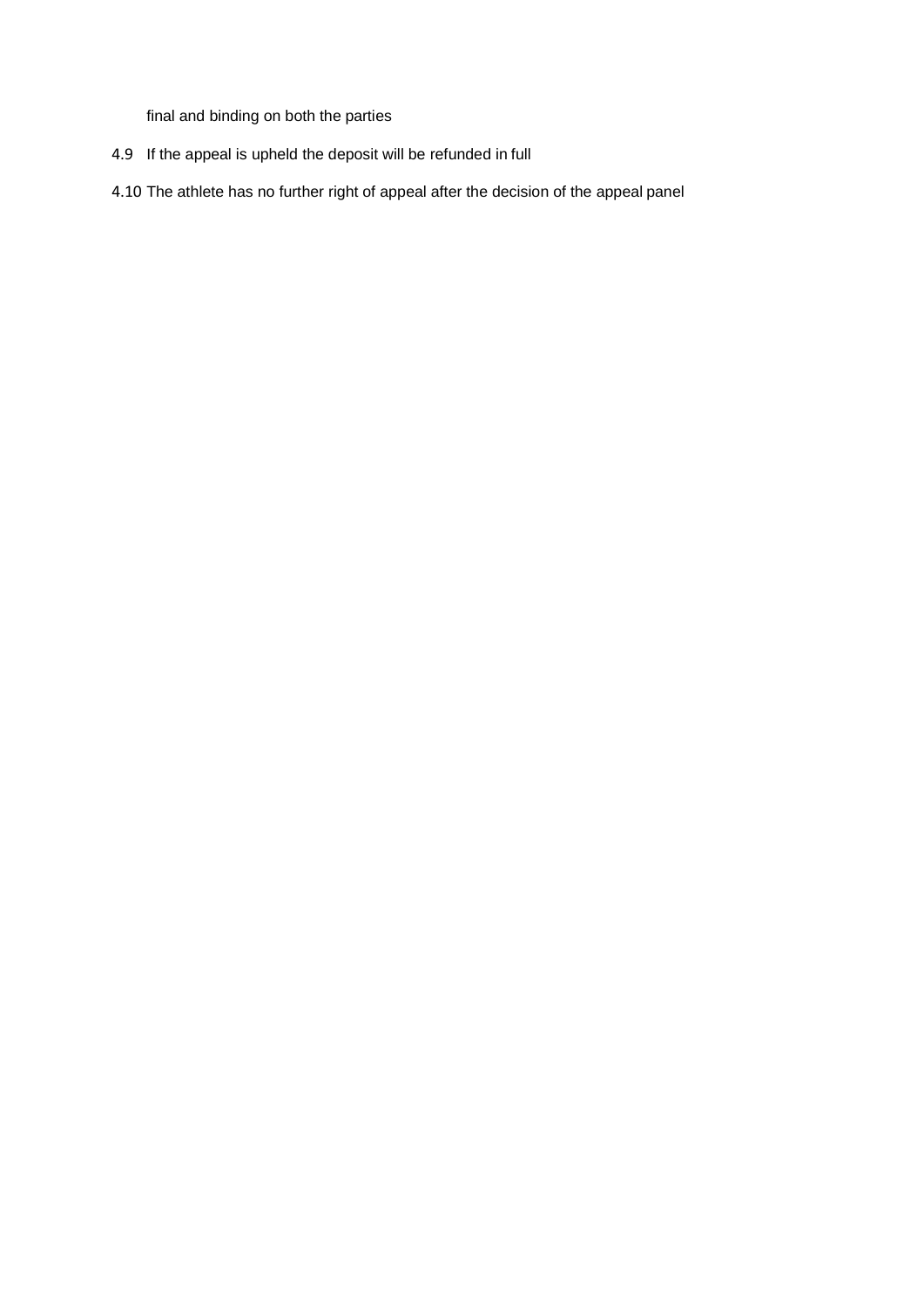final and binding on both the parties

4.9 If the appeal is upheld the deposit will be refunded in full

4.10 The athlete has no further right of appeal after the decision of the appeal panel